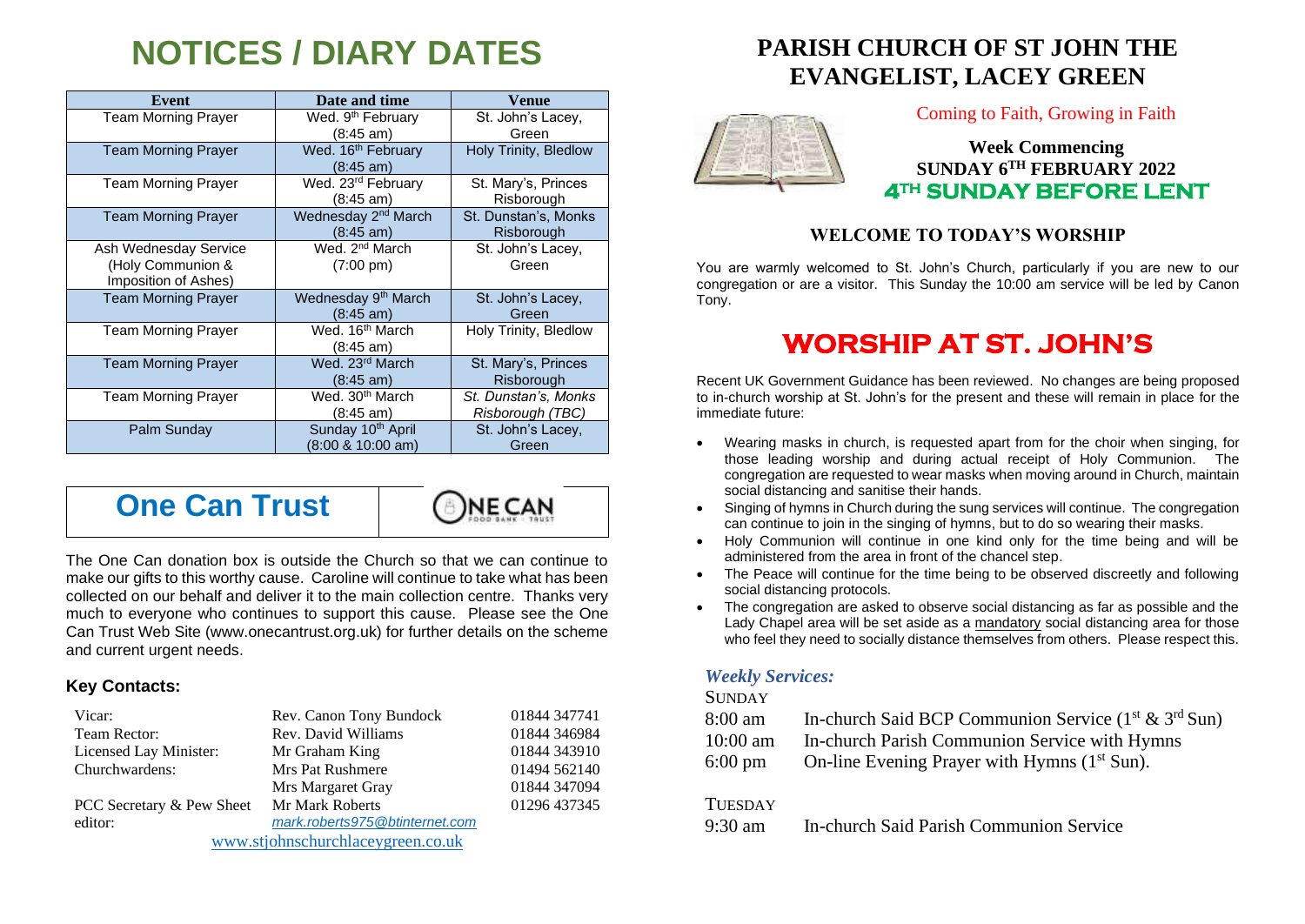# NOTICES / DIARY DATES

| Event | Date and time | Venue |
|---|---|---|
| Team Morning Prayer | Wed. 9th February (8:45 am) | St. John's Lacey, Green |
| Team Morning Prayer | Wed. 16th February (8:45 am) | Holy Trinity, Bledlow |
| Team Morning Prayer | Wed. 23rd February (8:45 am) | St. Mary's, Princes Risborough |
| Team Morning Prayer | Wednesday 2nd March (8:45 am) | St. Dunstan's, Monks Risborough |
| Ash Wednesday Service (Holy Communion & Imposition of Ashes) | Wed. 2nd March (7:00 pm) | St. John's Lacey, Green |
| Team Morning Prayer | Wednesday 9th March (8:45 am) | St. John's Lacey, Green |
| Team Morning Prayer | Wed. 16th March (8:45 am) | Holy Trinity, Bledlow |
| Team Morning Prayer | Wed. 23rd March (8:45 am) | St. Mary's, Princes Risborough |
| Team Morning Prayer | Wed. 30th March (8:45 am) | *St. Dunstan's, Monks Risborough (TBC)* |
| Palm Sunday | Sunday 10th April (8:00 & 10:00 am) | St. John's Lacey, Green |

## One Can Trust

The One Can donation box is outside the Church so that we can continue to make our gifts to this worthy cause. Caroline will continue to take what has been collected on our behalf and deliver it to the main collection centre. Thanks very much to everyone who continues to support this cause. Please see the One Can Trust Web Site (www.onecantrust.org.uk) for further details on the scheme and current urgent needs.

### Key Contacts:

| | | |
|---|---|---|
| Vicar: | Rev. Canon Tony Bundock | 01844 347741 |
| Team Rector: | Rev. David Williams | 01844 346984 |
| Licensed Lay Minister: | Mr Graham King | 01844 343910 |
| Churchwardens: | Mrs Pat Rushmere | 01494 562140 |
| | Mrs Margaret Gray | 01844 347094 |
| PCC Secretary & Pew Sheet editor: | Mr Mark Roberts *mark.roberts975@btinternet.com* | 01296 437345 |

www.stjohnschurchlaceygreen.co.uk

# PARISH CHURCH OF ST JOHN THE EVANGELIST, LACEY GREEN

Coming to Faith, Growing in Faith

**Week Commencing**
**SUNDAY 6TH FEBRUARY 2022**
**4TH SUNDAY BEFORE LENT**

## WELCOME TO TODAY'S WORSHIP

You are warmly welcomed to St. John's Church, particularly if you are new to our congregation or are a visitor. This Sunday the 10:00 am service will be led by Canon Tony.

## WORSHIP AT ST. JOHN'S

Recent UK Government Guidance has been reviewed. No changes are being proposed to in-church worship at St. John's for the present and these will remain in place for the immediate future:

- Wearing masks in church, is requested apart from for the choir when singing, for those leading worship and during actual receipt of Holy Communion. The congregation are requested to wear masks when moving around in Church, maintain social distancing and sanitise their hands.
- Singing of hymns in Church during the sung services will continue. The congregation can continue to join in the singing of hymns, but to do so wearing their masks.
- Holy Communion will continue in one kind only for the time being and will be administered from the area in front of the chancel step.
- The Peace will continue for the time being to be observed discreetly and following social distancing protocols.
- The congregation are asked to observe social distancing as far as possible and the Lady Chapel area will be set aside as a mandatory social distancing area for those who feel they need to socially distance themselves from others. Please respect this.

### *Weekly Services:*

SUNDAY

| | |
|---|---|
| 8:00 am | In-church Said BCP Communion Service (1st & 3rd Sun) |
| 10:00 am | In-church Parish Communion Service with Hymns |
| 6:00 pm | On-line Evening Prayer with Hymns (1st Sun). |

TUESDAY

| | |
|---|---|
| 9:30 am | In-church Said Parish Communion Service |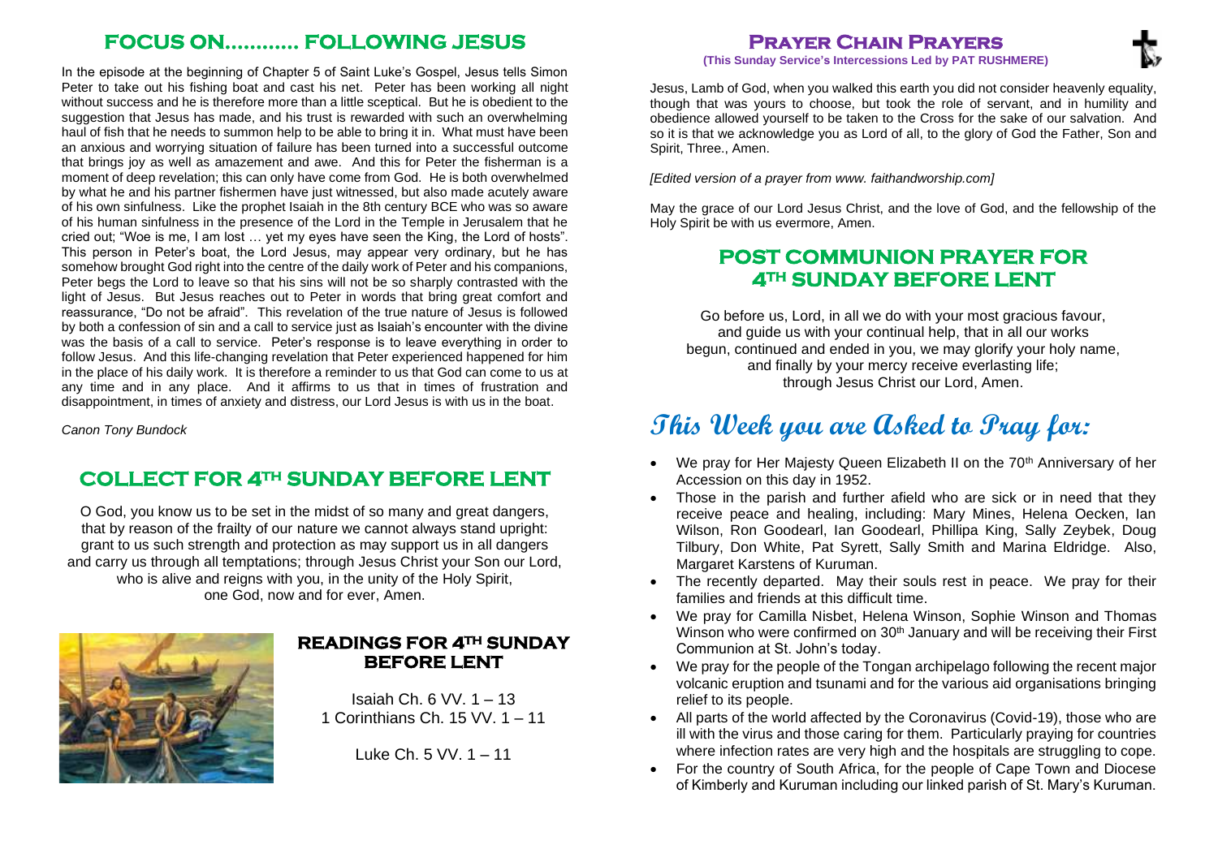## FOCUS ON........... FOLLOWING JESUS

In the episode at the beginning of Chapter 5 of Saint Luke's Gospel, Jesus tells Simon Peter to take out his fishing boat and cast his net. Peter has been working all night without success and he is therefore more than a little sceptical. But he is obedient to the suggestion that Jesus has made, and his trust is rewarded with such an overwhelming haul of fish that he needs to summon help to be able to bring it in. What must have been an anxious and worrying situation of failure has been turned into a successful outcome that brings joy as well as amazement and awe. And this for Peter the fisherman is a moment of deep revelation; this can only have come from God. He is both overwhelmed by what he and his partner fishermen have just witnessed, but also made acutely aware of his own sinfulness. Like the prophet Isaiah in the 8th century BCE who was so aware of his human sinfulness in the presence of the Lord in the Temple in Jerusalem that he cried out; "Woe is me, I am lost … yet my eyes have seen the King, the Lord of hosts". This person in Peter's boat, the Lord Jesus, may appear very ordinary, but he has somehow brought God right into the centre of the daily work of Peter and his companions, Peter begs the Lord to leave so that his sins will not be so sharply contrasted with the light of Jesus. But Jesus reaches out to Peter in words that bring great comfort and reassurance, "Do not be afraid". This revelation of the true nature of Jesus is followed by both a confession of sin and a call to service just as Isaiah's encounter with the divine was the basis of a call to service. Peter's response is to leave everything in order to follow Jesus. And this life-changing revelation that Peter experienced happened for him in the place of his daily work. It is therefore a reminder to us that God can come to us at any time and in any place. And it affirms to us that in times of frustration and disappointment, in times of anxiety and distress, our Lord Jesus is with us in the boat.

*Canon Tony Bundock*

## COLLECT FOR 4TH SUNDAY BEFORE LENT

O God, you know us to be set in the midst of so many and great dangers,
that by reason of the frailty of our nature we cannot always stand upright:
grant to us such strength and protection as may support us in all dangers
and carry us through all temptations; through Jesus Christ your Son our Lord,
who is alive and reigns with you, in the unity of the Holy Spirit,
one God, now and for ever, Amen.

### READINGS FOR 4TH SUNDAY BEFORE LENT

Isaiah Ch. 6 VV. 1 – 13
1 Corinthians Ch. 15 VV. 1 – 11

Luke Ch. 5 VV. 1 – 11

## PRAYER CHAIN PRAYERS

**(This Sunday Service's Intercessions Led by PAT RUSHMERE)**

Jesus, Lamb of God, when you walked this earth you did not consider heavenly equality, though that was yours to choose, but took the role of servant, and in humility and obedience allowed yourself to be taken to the Cross for the sake of our salvation. And so it is that we acknowledge you as Lord of all, to the glory of God the Father, Son and Spirit, Three., Amen.

*[Edited version of a prayer from www. faithandworship.com]*

May the grace of our Lord Jesus Christ, and the love of God, and the fellowship of the Holy Spirit be with us evermore, Amen.

## POST COMMUNION PRAYER FOR 4TH SUNDAY BEFORE LENT

Go before us, Lord, in all we do with your most gracious favour,
and guide us with your continual help, that in all our works
begun, continued and ended in you, we may glorify your holy name,
and finally by your mercy receive everlasting life;
through Jesus Christ our Lord, Amen.

## This Week you are Asked to Pray for:

- We pray for Her Majesty Queen Elizabeth II on the 70th Anniversary of her Accession on this day in 1952.
- Those in the parish and further afield who are sick or in need that they receive peace and healing, including: Mary Mines, Helena Oecken, Ian Wilson, Ron Goodearl, Ian Goodearl, Phillipa King, Sally Zeybek, Doug Tilbury, Don White, Pat Syrett, Sally Smith and Marina Eldridge. Also, Margaret Karstens of Kuruman.
- The recently departed. May their souls rest in peace. We pray for their families and friends at this difficult time.
- We pray for Camilla Nisbet, Helena Winson, Sophie Winson and Thomas Winson who were confirmed on 30th January and will be receiving their First Communion at St. John's today.
- We pray for the people of the Tongan archipelago following the recent major volcanic eruption and tsunami and for the various aid organisations bringing relief to its people.
- All parts of the world affected by the Coronavirus (Covid-19), those who are ill with the virus and those caring for them. Particularly praying for countries where infection rates are very high and the hospitals are struggling to cope.
- For the country of South Africa, for the people of Cape Town and Diocese of Kimberly and Kuruman including our linked parish of St. Mary's Kuruman.